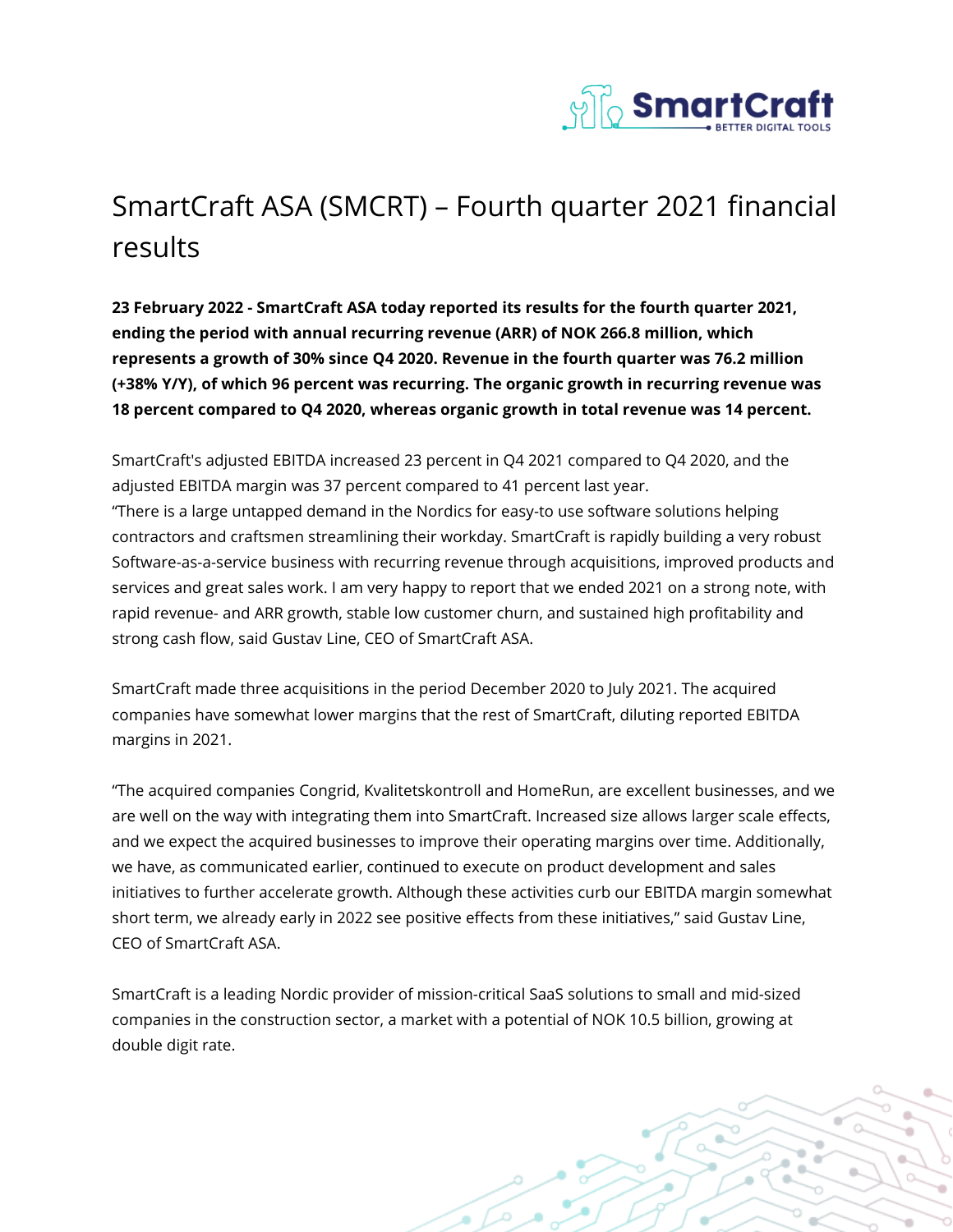# SmartCraft ASA (SMCRT) – Fourth quarter 2021 financial results

**23 February 2022 - SmartCraft ASA today reported its results for the fourth quarter 2021, ending the period with annual recurring revenue (ARR) of NOK 266.8 million, which represents a growth of 30% since Q4 2020. Revenue in the fourth quarter was 76.2 million (+38% Y/Y), of which 96 percent was recurring. The organic growth in recurring revenue was 18 percent compared to Q4 2020, whereas organic growth in total revenue was 14 percent.**

SmartCraft's adjusted EBITDA increased 23 percent in Q4 2021 compared to Q4 2020, and the adjusted EBITDA margin was 37 percent compared to 41 percent last year.
"There is a large untapped demand in the Nordics for easy-to use software solutions helping contractors and craftsmen streamlining their workday. SmartCraft is rapidly building a very robust Software-as-a-service business with recurring revenue through acquisitions, improved products and services and great sales work. I am very happy to report that we ended 2021 on a strong note, with rapid revenue- and ARR growth, stable low customer churn, and sustained high profitability and strong cash flow, said Gustav Line, CEO of SmartCraft ASA.

SmartCraft made three acquisitions in the period December 2020 to July 2021. The acquired companies have somewhat lower margins that the rest of SmartCraft, diluting reported EBITDA margins in 2021.

"The acquired companies Congrid, Kvalitetskontroll and HomeRun, are excellent businesses, and we are well on the way with integrating them into SmartCraft. Increased size allows larger scale effects, and we expect the acquired businesses to improve their operating margins over time. Additionally, we have, as communicated earlier, continued to execute on product development and sales initiatives to further accelerate growth. Although these activities curb our EBITDA margin somewhat short term, we already early in 2022 see positive effects from these initiatives," said Gustav Line, CEO of SmartCraft ASA.

SmartCraft is a leading Nordic provider of mission-critical SaaS solutions to small and mid-sized companies in the construction sector, a market with a potential of NOK 10.5 billion, growing at double digit rate.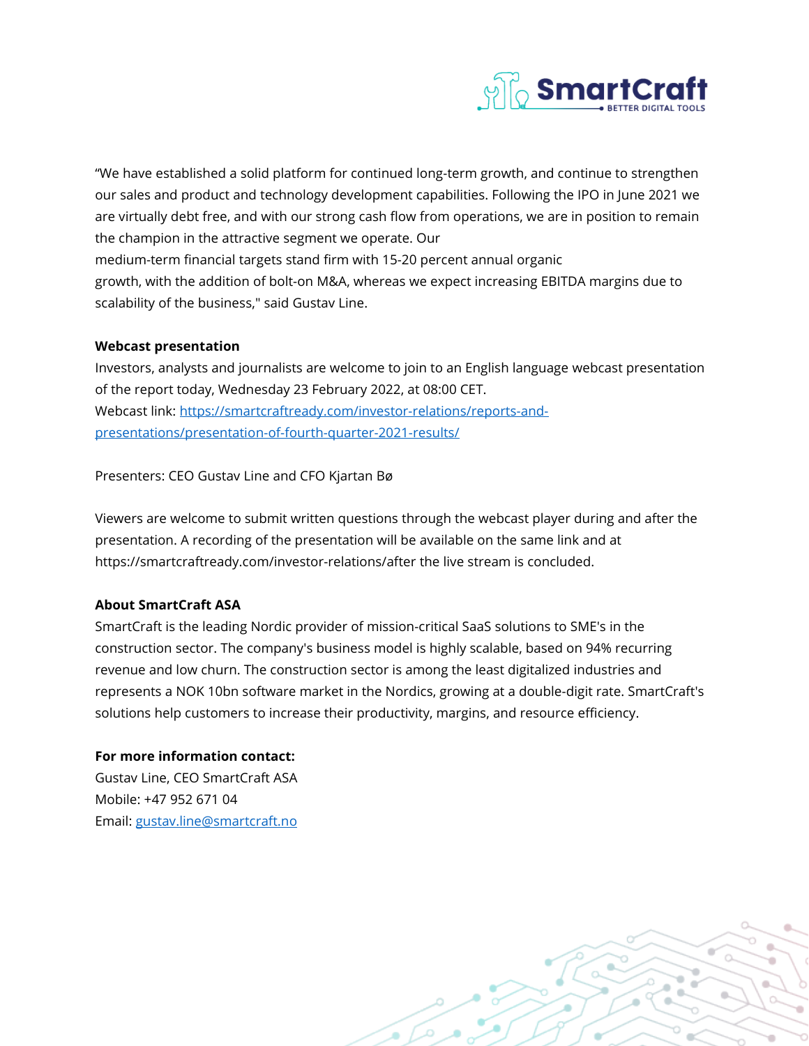"We have established a solid platform for continued long-term growth, and continue to strengthen our sales and product and technology development capabilities. Following the IPO in June 2021 we are virtually debt free, and with our strong cash flow from operations, we are in position to remain the champion in the attractive segment we operate. Our medium-term financial targets stand firm with 15-20 percent annual organic growth, with the addition of bolt-on M&A, whereas we expect increasing EBITDA margins due to scalability of the business," said Gustav Line.

**Webcast presentation**

Investors, analysts and journalists are welcome to join to an English language webcast presentation of the report today, Wednesday 23 February 2022, at 08:00 CET.
Webcast link: [https://smartcraftready.com/investor-relations/reports-and-presentations/presentation-of-fourth-quarter-2021-results/](https://smartcraftready.com/investor-relations/reports-and-presentations/presentation-of-fourth-quarter-2021-results/)

Presenters: CEO Gustav Line and CFO Kjartan Bø

Viewers are welcome to submit written questions through the webcast player during and after the presentation. A recording of the presentation will be available on the same link and at https://smartcraftready.com/investor-relations/after the live stream is concluded.

**About SmartCraft ASA**

SmartCraft is the leading Nordic provider of mission-critical SaaS solutions to SME's in the construction sector. The company's business model is highly scalable, based on 94% recurring revenue and low churn. The construction sector is among the least digitalized industries and represents a NOK 10bn software market in the Nordics, growing at a double-digit rate. SmartCraft's solutions help customers to increase their productivity, margins, and resource efficiency.

**For more information contact:**

Gustav Line, CEO SmartCraft ASA
Mobile: +47 952 671 04
Email: [gustav.line@smartcraft.no](mailto:gustav.line@smartcraft.no)